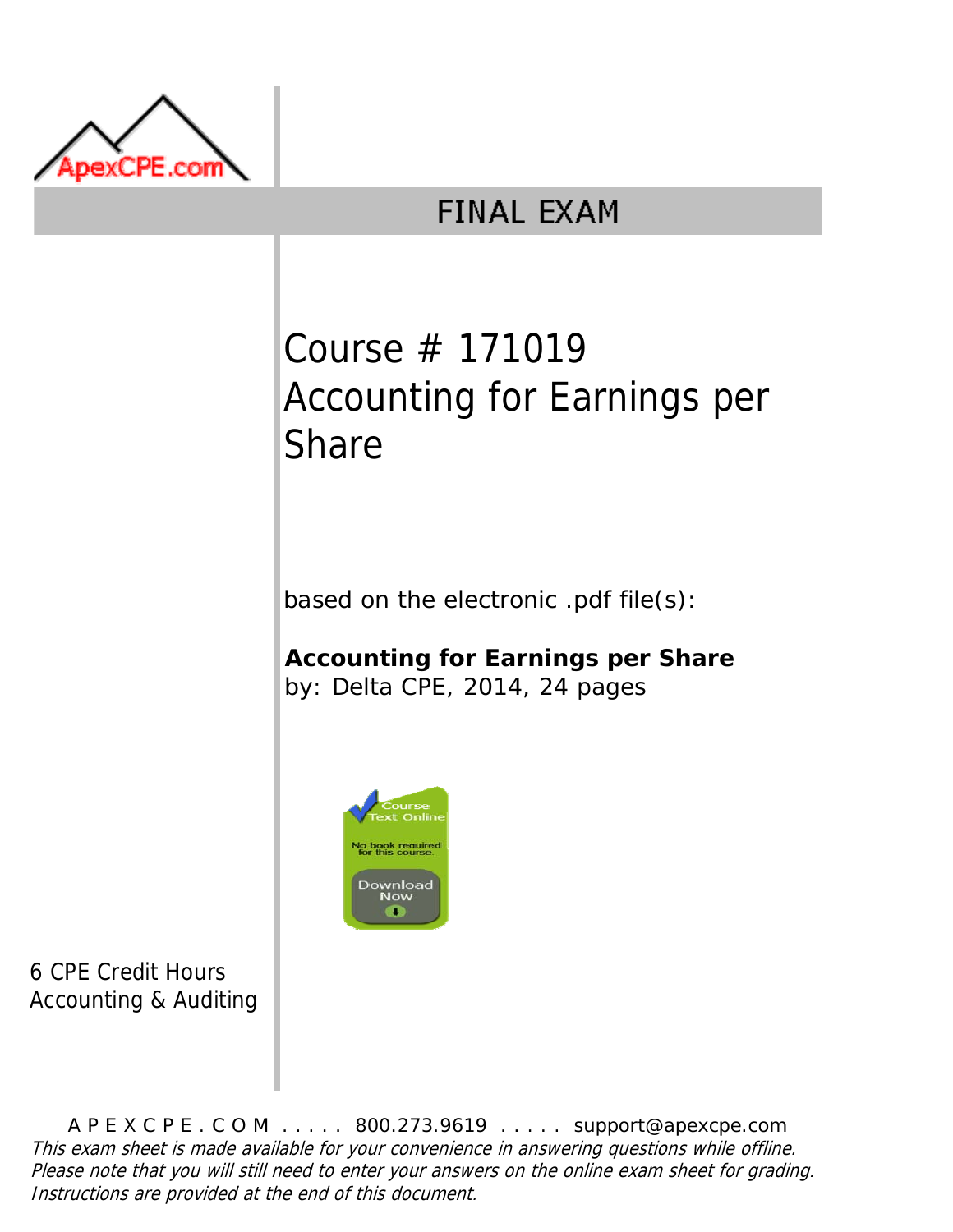ApexCPE.com

# FINAL EXAM

## Course # 171019
## Accounting for Earnings per Share

based on the electronic .pdf file(s):

**Accounting for Earnings per Share**
by: Delta CPE, 2014, 24 pages

Course Text Online
No book required for this course.
Download Now

6 CPE Credit Hours
Accounting & Auditing

A P E X C P E . C O M ..... 800.273.9619 ..... support@apexcpe.com

*This exam sheet is made available for your convenience in answering questions while offline. Please note that you will still need to enter your answers on the online exam sheet for grading. Instructions are provided at the end of this document.*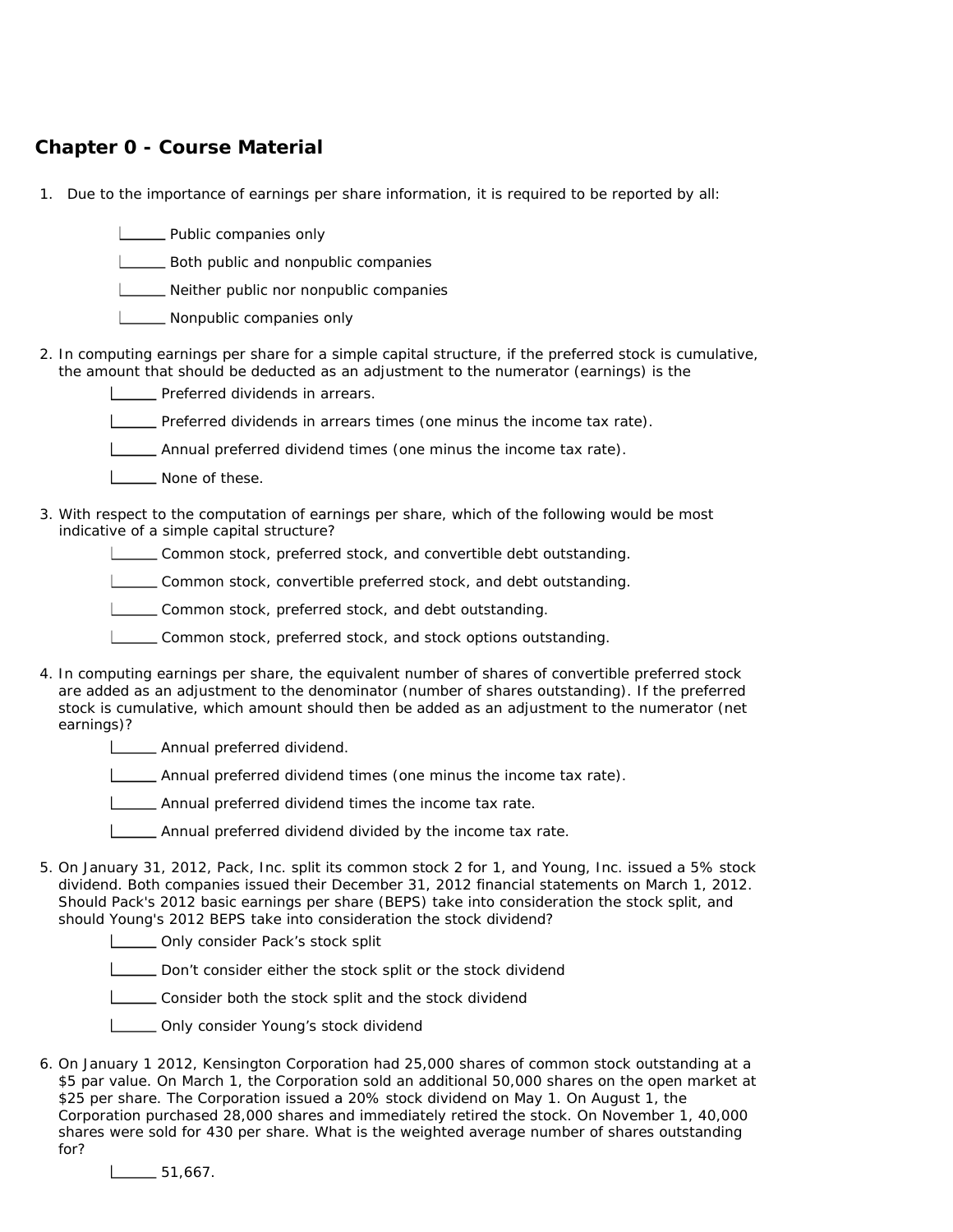## Chapter 0 - Course Material

1. Due to the importance of earnings per share information, it is required to be reported by all:

   ______ Public companies only

   ______ Both public and nonpublic companies

   ______ Neither public nor nonpublic companies

   ______ Nonpublic companies only

2. In computing earnings per share for a simple capital structure, if the preferred stock is cumulative, the amount that should be deducted as an adjustment to the numerator (earnings) is the

   ______ Preferred dividends in arrears.

   ______ Preferred dividends in arrears times (one minus the income tax rate).

   ______ Annual preferred dividend times (one minus the income tax rate).

   ______ None of these.

3. With respect to the computation of earnings per share, which of the following would be most indicative of a simple capital structure?

   ______ Common stock, preferred stock, and convertible debt outstanding.

   ______ Common stock, convertible preferred stock, and debt outstanding.

   ______ Common stock, preferred stock, and debt outstanding.

   ______ Common stock, preferred stock, and stock options outstanding.

4. In computing earnings per share, the equivalent number of shares of convertible preferred stock are added as an adjustment to the denominator (number of shares outstanding). If the preferred stock is cumulative, which amount should then be added as an adjustment to the numerator (net earnings)?

   ______ Annual preferred dividend.

   ______ Annual preferred dividend times (one minus the income tax rate).

   ______ Annual preferred dividend times the income tax rate.

   ______ Annual preferred dividend divided by the income tax rate.

5. On January 31, 2012, Pack, Inc. split its common stock 2 for 1, and Young, Inc. issued a 5% stock dividend. Both companies issued their December 31, 2012 financial statements on March 1, 2012. Should Pack's 2012 basic earnings per share (BEPS) take into consideration the stock split, and should Young's 2012 BEPS take into consideration the stock dividend?

   ______ Only consider Pack's stock split

   ______ Don't consider either the stock split or the stock dividend

   ______ Consider both the stock split and the stock dividend

   ______ Only consider Young's stock dividend

6. On January 1 2012, Kensington Corporation had 25,000 shares of common stock outstanding at a $5 par value. On March 1, the Corporation sold an additional 50,000 shares on the open market at $25 per share. The Corporation issued a 20% stock dividend on May 1. On August 1, the Corporation purchased 28,000 shares and immediately retired the stock. On November 1, 40,000 shares were sold for 430 per share. What is the weighted average number of shares outstanding for?

   ______ 51,667.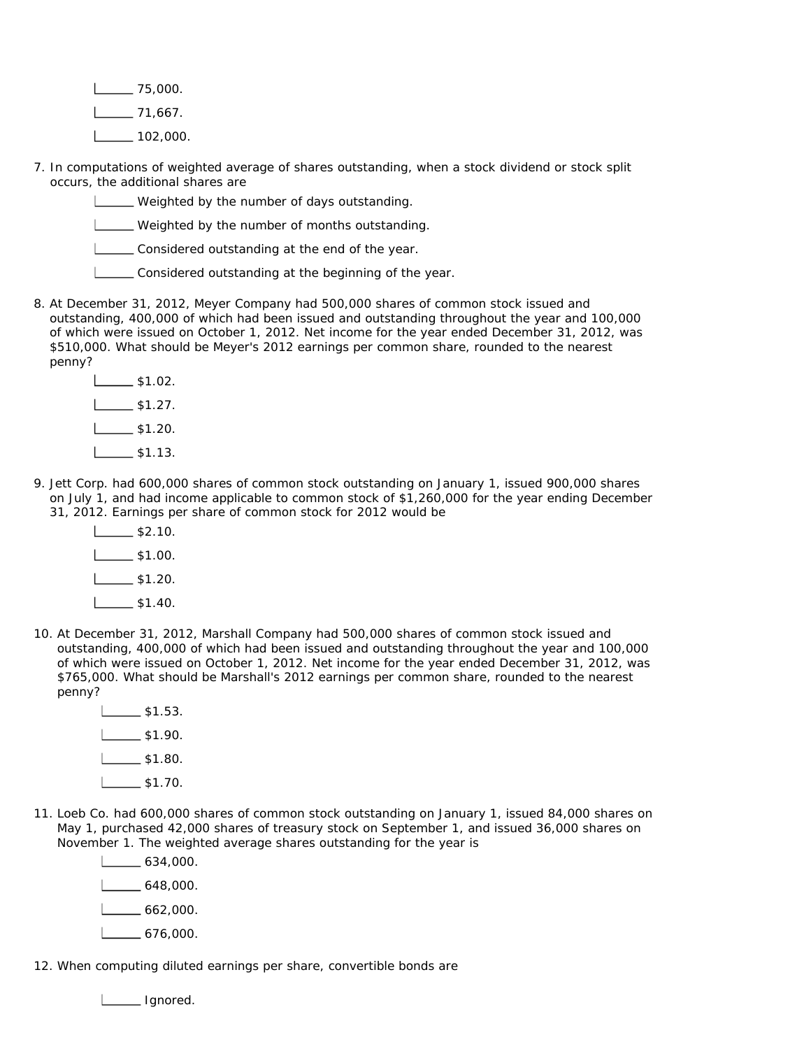- ______ 75,000.
- ______ 71,667.
- ______ 102,000.

7. In computations of weighted average of shares outstanding, when a stock dividend or stock split occurs, the additional shares are
   - ______ Weighted by the number of days outstanding.
   - ______ Weighted by the number of months outstanding.
   - ______ Considered outstanding at the end of the year.
   - ______ Considered outstanding at the beginning of the year.

8. At December 31, 2012, Meyer Company had 500,000 shares of common stock issued and outstanding, 400,000 of which had been issued and outstanding throughout the year and 100,000 of which were issued on October 1, 2012. Net income for the year ended December 31, 2012, was $510,000. What should be Meyer's 2012 earnings per common share, rounded to the nearest penny?
   - ______ $1.02.
   - ______ $1.27.
   - ______ $1.20.
   - ______ $1.13.

9. Jett Corp. had 600,000 shares of common stock outstanding on January 1, issued 900,000 shares on July 1, and had income applicable to common stock of $1,260,000 for the year ending December 31, 2012. Earnings per share of common stock for 2012 would be
   - ______ $2.10.
   - ______ $1.00.
   - ______ $1.20.
   - ______ $1.40.

10. At December 31, 2012, Marshall Company had 500,000 shares of common stock issued and outstanding, 400,000 of which had been issued and outstanding throughout the year and 100,000 of which were issued on October 1, 2012. Net income for the year ended December 31, 2012, was $765,000. What should be Marshall's 2012 earnings per common share, rounded to the nearest penny?
    - ______ $1.53.
    - ______ $1.90.
    - ______ $1.80.
    - ______ $1.70.

11. Loeb Co. had 600,000 shares of common stock outstanding on January 1, issued 84,000 shares on May 1, purchased 42,000 shares of treasury stock on September 1, and issued 36,000 shares on November 1. The weighted average shares outstanding for the year is
    - ______ 634,000.
    - ______ 648,000.
    - ______ 662,000.
    - ______ 676,000.

12. When computing diluted earnings per share, convertible bonds are
    - ______ Ignored.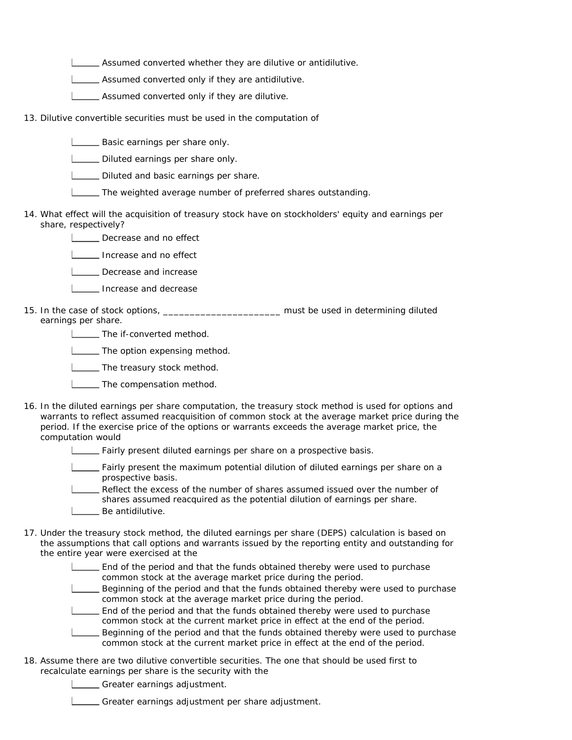______ Assumed converted whether they are dilutive or antidilutive.

______ Assumed converted only if they are antidilutive.

______ Assumed converted only if they are dilutive.

13. Dilutive convertible securities must be used in the computation of

    ______ Basic earnings per share only.

    ______ Diluted earnings per share only.

    ______ Diluted and basic earnings per share.

    ______ The weighted average number of preferred shares outstanding.

14. What effect will the acquisition of treasury stock have on stockholders' equity and earnings per share, respectively?

    ______ Decrease and no effect

    ______ Increase and no effect

    ______ Decrease and increase

    ______ Increase and decrease

15. In the case of stock options, ______________________ must be used in determining diluted earnings per share.

    ______ The if-converted method.

    ______ The option expensing method.

    ______ The treasury stock method.

    ______ The compensation method.

16. In the diluted earnings per share computation, the treasury stock method is used for options and warrants to reflect assumed reacquisition of common stock at the average market price during the period. If the exercise price of the options or warrants exceeds the average market price, the computation would

    ______ Fairly present diluted earnings per share on a prospective basis.

    ______ Fairly present the maximum potential dilution of diluted earnings per share on a prospective basis.

    ______ Reflect the excess of the number of shares assumed issued over the number of shares assumed reacquired as the potential dilution of earnings per share.

    ______ Be antidilutive.

17. Under the treasury stock method, the diluted earnings per share (DEPS) calculation is based on the assumptions that call options and warrants issued by the reporting entity and outstanding for the entire year were exercised at the

    ______ End of the period and that the funds obtained thereby were used to purchase common stock at the average market price during the period.

    ______ Beginning of the period and that the funds obtained thereby were used to purchase common stock at the average market price during the period.

    ______ End of the period and that the funds obtained thereby were used to purchase common stock at the current market price in effect at the end of the period.

    ______ Beginning of the period and that the funds obtained thereby were used to purchase common stock at the current market price in effect at the end of the period.

18. Assume there are two dilutive convertible securities. The one that should be used first to recalculate earnings per share is the security with the

    ______ Greater earnings adjustment.

    ______ Greater earnings adjustment per share adjustment.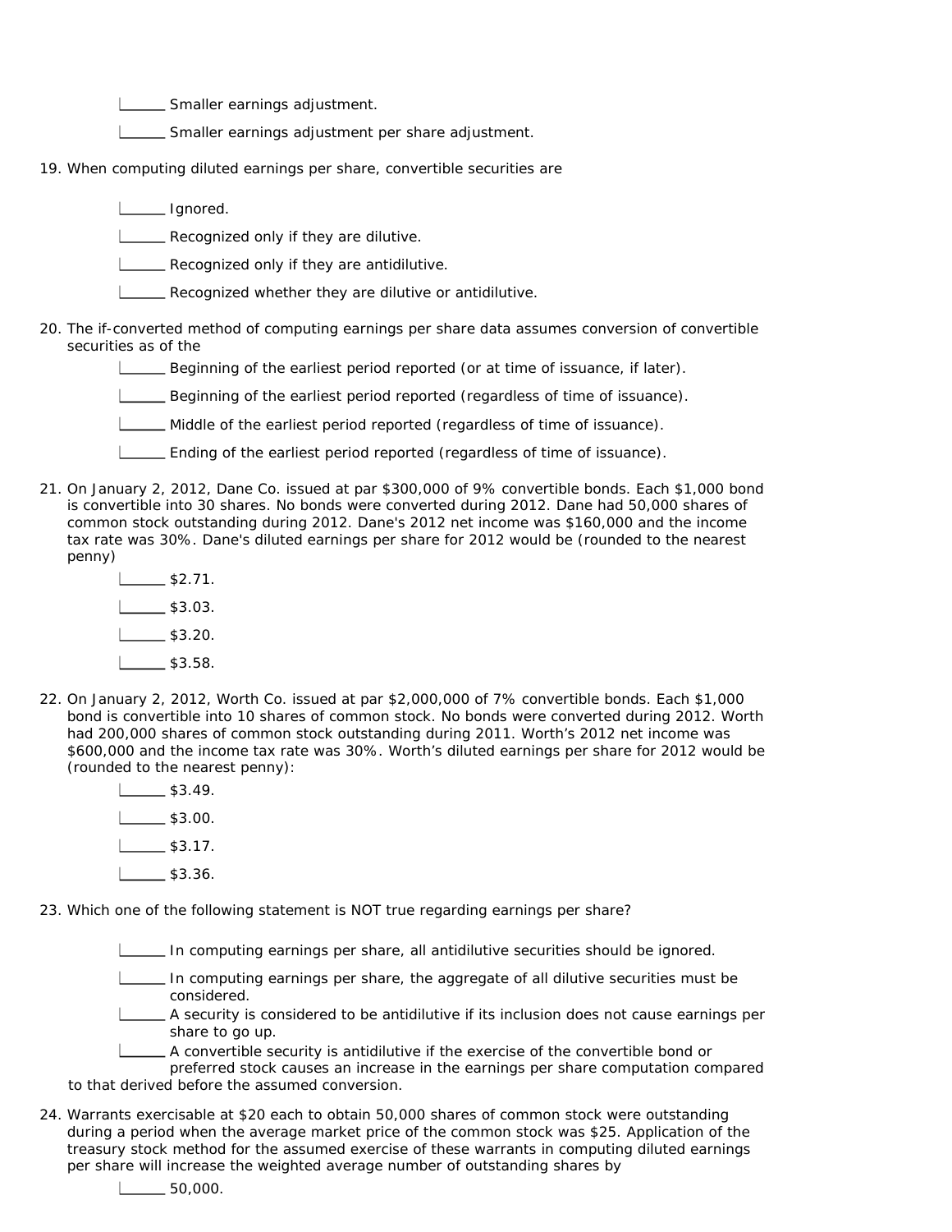- ______ Smaller earnings adjustment.
- ______ Smaller earnings adjustment per share adjustment.

19. When computing diluted earnings per share, convertible securities are

- ______ Ignored.
- ______ Recognized only if they are dilutive.
- ______ Recognized only if they are antidilutive.
- ______ Recognized whether they are dilutive or antidilutive.

20. The if-converted method of computing earnings per share data assumes conversion of convertible securities as of the

- ______ Beginning of the earliest period reported (or at time of issuance, if later).
- ______ Beginning of the earliest period reported (regardless of time of issuance).
- ______ Middle of the earliest period reported (regardless of time of issuance).
- ______ Ending of the earliest period reported (regardless of time of issuance).

21. On January 2, 2012, Dane Co. issued at par $300,000 of 9% convertible bonds. Each $1,000 bond is convertible into 30 shares. No bonds were converted during 2012. Dane had 50,000 shares of common stock outstanding during 2012. Dane's 2012 net income was $160,000 and the income tax rate was 30%. Dane's diluted earnings per share for 2012 would be (rounded to the nearest penny)

- ______ $2.71.
- ______ $3.03.
- ______ $3.20.
- ______ $3.58.

22. On January 2, 2012, Worth Co. issued at par $2,000,000 of 7% convertible bonds. Each $1,000 bond is convertible into 10 shares of common stock. No bonds were converted during 2012. Worth had 200,000 shares of common stock outstanding during 2011. Worth's 2012 net income was $600,000 and the income tax rate was 30%. Worth's diluted earnings per share for 2012 would be (rounded to the nearest penny):

- ______ $3.49.
- ______ $3.00.
- ______ $3.17.
- ______ $3.36.

23. Which one of the following statement is NOT true regarding earnings per share?

- ______ In computing earnings per share, all antidilutive securities should be ignored.
- ______ In computing earnings per share, the aggregate of all dilutive securities must be considered.
- ______ A security is considered to be antidilutive if its inclusion does not cause earnings per share to go up.
- ______ A convertible security is antidilutive if the exercise of the convertible bond or preferred stock causes an increase in the earnings per share computation compared to that derived before the assumed conversion.

24. Warrants exercisable at $20 each to obtain 50,000 shares of common stock were outstanding during a period when the average market price of the common stock was $25. Application of the treasury stock method for the assumed exercise of these warrants in computing diluted earnings per share will increase the weighted average number of outstanding shares by

- ______ 50,000.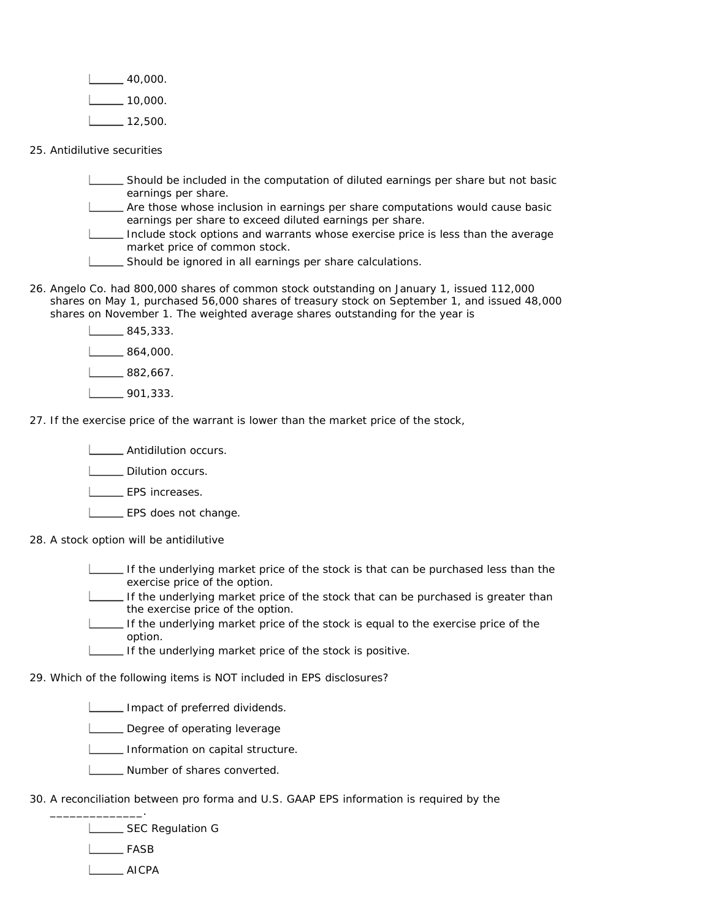- ______ 40,000.
- ______ 10,000.
- ______ 12,500.

25. Antidilutive securities

- ______ Should be included in the computation of diluted earnings per share but not basic earnings per share.
- ______ Are those whose inclusion in earnings per share computations would cause basic earnings per share to exceed diluted earnings per share.
- ______ Include stock options and warrants whose exercise price is less than the average market price of common stock.
- ______ Should be ignored in all earnings per share calculations.

26. Angelo Co. had 800,000 shares of common stock outstanding on January 1, issued 112,000 shares on May 1, purchased 56,000 shares of treasury stock on September 1, and issued 48,000 shares on November 1. The weighted average shares outstanding for the year is

- ______ 845,333.
- ______ 864,000.
- ______ 882,667.
- ______ 901,333.

27. If the exercise price of the warrant is lower than the market price of the stock,

- ______ Antidilution occurs.
- ______ Dilution occurs.
- ______ EPS increases.
- ______ EPS does not change.

28. A stock option will be antidilutive

- ______ If the underlying market price of the stock is that can be purchased less than the exercise price of the option.
- ______ If the underlying market price of the stock that can be purchased is greater than the exercise price of the option.
- ______ If the underlying market price of the stock is equal to the exercise price of the option.
- ______ If the underlying market price of the stock is positive.

29. Which of the following items is NOT included in EPS disclosures?

- ______ Impact of preferred dividends.
- ______ Degree of operating leverage
- ______ Information on capital structure.
- ______ Number of shares converted.

30. A reconciliation between pro forma and U.S. GAAP EPS information is required by the ______________.

- ______ SEC Regulation G
- ______ FASB
- ______ AICPA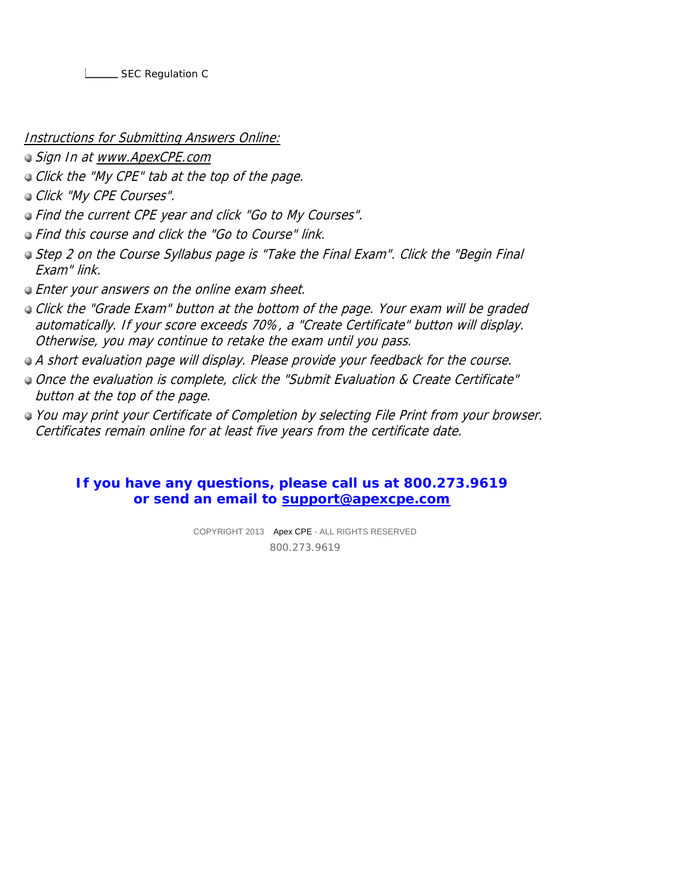_____ SEC Regulation C

*Instructions for Submitting Answers Online:*

- *Sign In at www.ApexCPE.com*
- *Click the "My CPE" tab at the top of the page.*
- *Click "My CPE Courses".*
- *Find the current CPE year and click "Go to My Courses".*
- *Find this course and click the "Go to Course" link.*
- *Step 2 on the Course Syllabus page is "Take the Final Exam". Click the "Begin Final Exam" link.*
- *Enter your answers on the online exam sheet.*
- *Click the "Grade Exam" button at the bottom of the page. Your exam will be graded automatically. If your score exceeds 70%, a "Create Certificate" button will display. Otherwise, you may continue to retake the exam until you pass.*
- *A short evaluation page will display. Please provide your feedback for the course.*
- *Once the evaluation is complete, click the "Submit Evaluation & Create Certificate" button at the top of the page.*
- *You may print your Certificate of Completion by selecting File Print from your browser. Certificates remain online for at least five years from the certificate date.*

**If you have any questions, please call us at 800.273.9619 or send an email to support@apexcpe.com**

COPYRIGHT 2013 Apex CPE - ALL RIGHTS RESERVED

800.273.9619